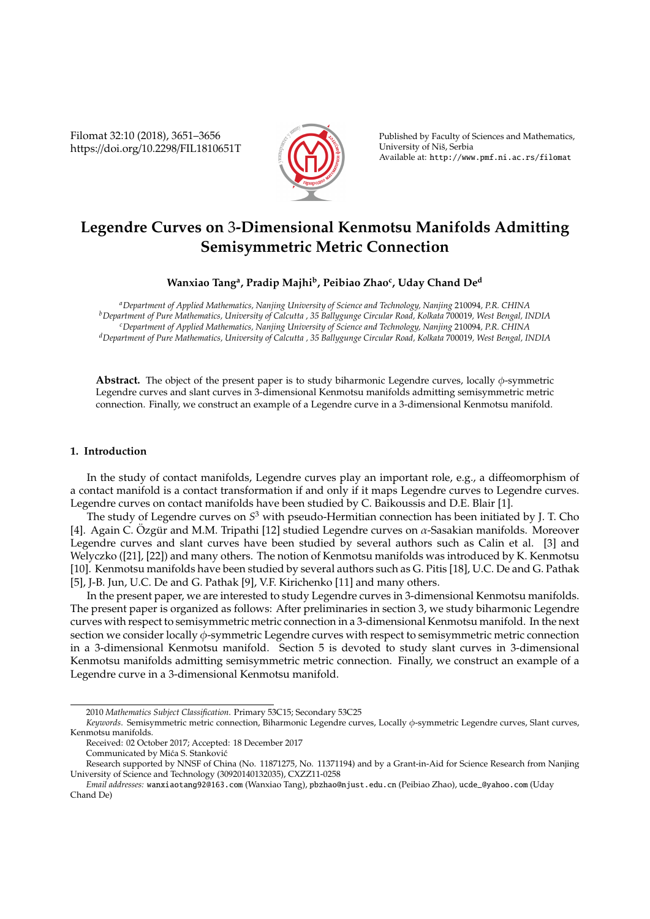# Legendre Curves on 3-Dimensional Kenmotsu Manifolds Admitting Semisymmetric Metric Connection

**Wanxiao Tang[a], Pradip Majhi[b], Peibiao Zhao[c], Uday Chand De[d]**

[a] *Department of Applied Mathematics, Nanjing University of Science and Technology, Nanjing* 210094, *P.R. CHINA*
[b] *Department of Pure Mathematics, University of Calcutta , 35 Ballygunge Circular Road, Kolkata* 700019, *West Bengal, INDIA*
[c] *Department of Applied Mathematics, Nanjing University of Science and Technology, Nanjing* 210094, *P.R. CHINA*
[d] *Department of Pure Mathematics, University of Calcutta , 35 Ballygunge Circular Road, Kolkata* 700019, *West Bengal, INDIA*

**Abstract.** The object of the present paper is to study biharmonic Legendre curves, locally $\phi$-symmetric Legendre curves and slant curves in 3-dimensional Kenmotsu manifolds admitting semisymmetric metric connection. Finally, we construct an example of a Legendre curve in a 3-dimensional Kenmotsu manifold.

## 1. Introduction

In the study of contact manifolds, Legendre curves play an important role, e.g., a diffeomorphism of a contact manifold is a contact transformation if and only if it maps Legendre curves to Legendre curves. Legendre curves on contact manifolds have been studied by C. Baikoussis and D.E. Blair [1].

The study of Legendre curves on $S^3$ with pseudo-Hermitian connection has been initiated by J. T. Cho [4]. Again C. Özgür and M.M. Tripathi [12] studied Legendre curves on $\alpha$-Sasakian manifolds. Moreover Legendre curves and slant curves have been studied by several authors such as Calin et al. [3] and Welyczko ([21], [22]) and many others. The notion of Kenmotsu manifolds was introduced by K. Kenmotsu [10]. Kenmotsu manifolds have been studied by several authors such as G. Pitis [18], U.C. De and G. Pathak [5], J-B. Jun, U.C. De and G. Pathak [9], V.F. Kirichenko [11] and many others.

In the present paper, we are interested to study Legendre curves in 3-dimensional Kenmotsu manifolds. The present paper is organized as follows: After preliminaries in section 3, we study biharmonic Legendre curves with respect to semisymmetric metric connection in a 3-dimensional Kenmotsu manifold. In the next section we consider locally $\phi$-symmetric Legendre curves with respect to semisymmetric metric connection in a 3-dimensional Kenmotsu manifold. Section 5 is devoted to study slant curves in 3-dimensional Kenmotsu manifolds admitting semisymmetric metric connection. Finally, we construct an example of a Legendre curve in a 3-dimensional Kenmotsu manifold.

---

2010 *Mathematics Subject Classification*. Primary 53C15; Secondary 53C25

*Keywords*. Semisymmetric metric connection, Biharmonic Legendre curves, Locally $\phi$-symmetric Legendre curves, Slant curves, Kenmotsu manifolds.

Received: 02 October 2017; Accepted: 18 December 2017

Communicated by Mića S. Stanković

Research supported by NNSF of China (No. 11871275, No. 11371194) and by a Grant-in-Aid for Science Research from Nanjing University of Science and Technology (30920140132035), CXZZ11-0258

*Email addresses:* wanxiaotang92@163.com (Wanxiao Tang), pbzhao@njust.edu.cn (Peibiao Zhao), ucde_@yahoo.com (Uday Chand De)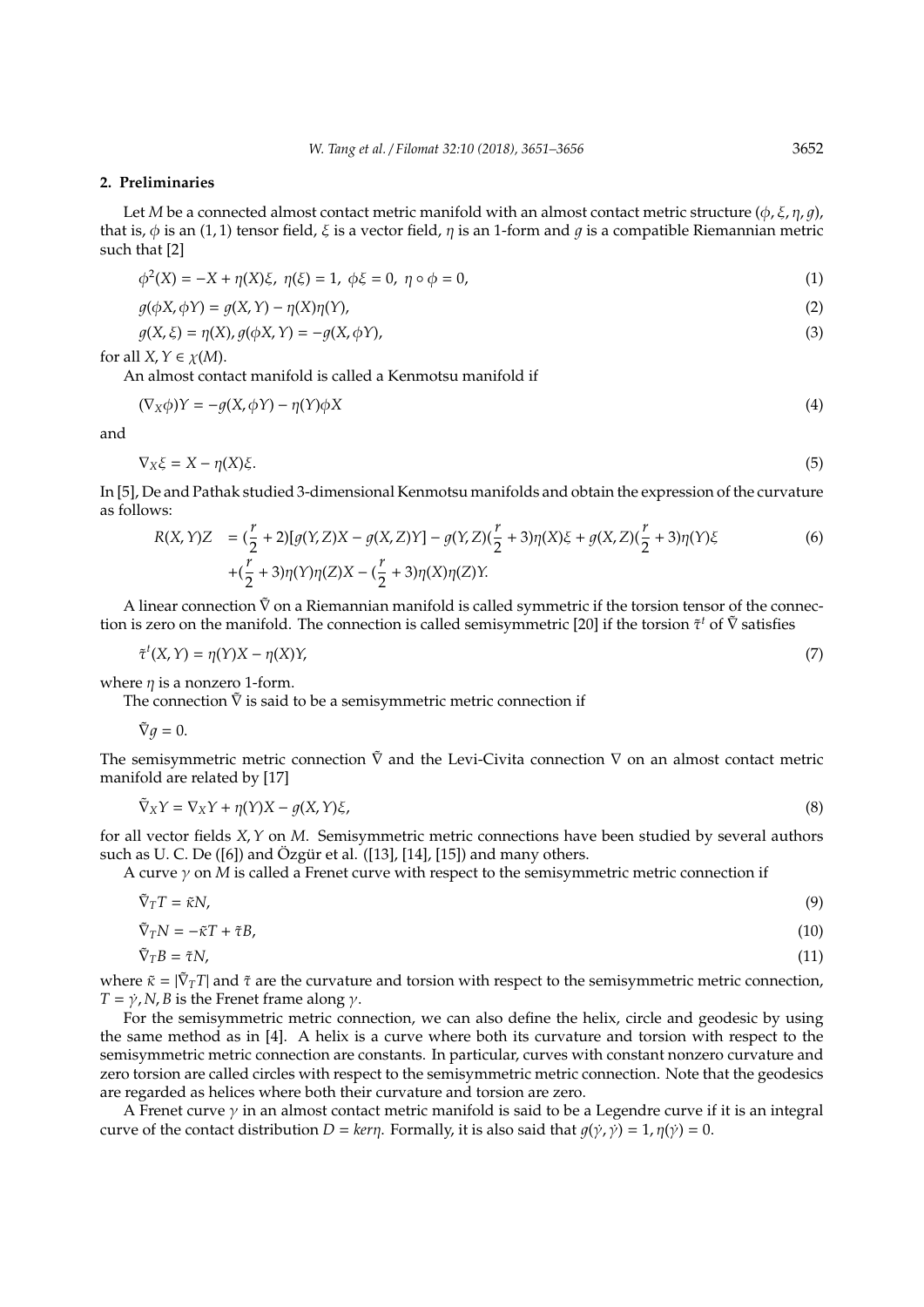## 2. Preliminaries

Let $M$ be a connected almost contact metric manifold with an almost contact metric structure $(\phi, \xi, \eta, g)$, that is, $\phi$ is an $(1, 1)$ tensor field, $\xi$ is a vector field, $\eta$ is an 1-form and $g$ is a compatible Riemannian metric such that [2]

$$\phi^2(X) = -X + \eta(X)\xi, \ \eta(\xi) = 1, \ \phi\xi = 0, \ \eta \circ \phi = 0, \tag{1}$$

$$g(\phi X, \phi Y) = g(X, Y) - \eta(X)\eta(Y), \tag{2}$$

$$g(X, \xi) = \eta(X), g(\phi X, Y) = -g(X, \phi Y), \tag{3}$$

for all $X, Y \in \chi(M)$.

An almost contact manifold is called a Kenmotsu manifold if

$$(\nabla_X \phi)Y = -g(X, \phi Y) - \eta(Y)\phi X \tag{4}$$

and

$$\nabla_X \xi = X - \eta(X)\xi. \tag{5}$$

In [5], De and Pathak studied 3-dimensional Kenmotsu manifolds and obtain the expression of the curvature as follows:

$$\begin{aligned} R(X, Y)Z &= (\frac{r}{2} + 2)[g(Y, Z)X - g(X, Z)Y] - g(Y, Z)(\frac{r}{2} + 3)\eta(X)\xi + g(X, Z)(\frac{r}{2} + 3)\eta(Y)\xi \\ &+ (\frac{r}{2} + 3)\eta(Y)\eta(Z)X - (\frac{r}{2} + 3)\eta(X)\eta(Z)Y. \end{aligned} \tag{6}$$

A linear connection $\tilde{\nabla}$ on a Riemannian manifold is called symmetric if the torsion tensor of the connection is zero on the manifold. The connection is called semisymmetric [20] if the torsion $\tilde{\tau}^t$ of $\tilde{\nabla}$ satisfies

$$\tilde{\tau}^t(X, Y) = \eta(Y)X - \eta(X)Y, \tag{7}$$

where $\eta$ is a nonzero 1-form.

The connection $\tilde{\nabla}$ is said to be a semisymmetric metric connection if

$$\tilde{\nabla} g = 0.$$

The semisymmetric metric connection $\tilde{\nabla}$ and the Levi-Civita connection $\nabla$ on an almost contact metric manifold are related by [17]

$$\tilde{\nabla}_X Y = \nabla_X Y + \eta(Y)X - g(X, Y)\xi, \tag{8}$$

for all vector fields $X, Y$ on $M$. Semisymmetric metric connections have been studied by several authors such as U. C. De ([6]) and Özgür et al. ([13], [14], [15]) and many others.

A curve $\gamma$ on $M$ is called a Frenet curve with respect to the semisymmetric metric connection if

$$\tilde{\nabla}_T T = \tilde{\kappa} N, \tag{9}$$

$$\tilde{\nabla}_T N = -\tilde{\kappa} T + \tilde{\tau} B, \tag{10}$$

$$\tilde{\nabla}_T B = \tilde{\tau} N, \tag{11}$$

where $\tilde{\kappa} = |\tilde{\nabla}_T T|$ and $\tilde{\tau}$ are the curvature and torsion with respect to the semisymmetric metric connection, $T = \dot{\gamma}, N, B$ is the Frenet frame along $\gamma$.

For the semisymmetric metric connection, we can also define the helix, circle and geodesic by using the same method as in [4]. A helix is a curve where both its curvature and torsion with respect to the semisymmetric metric connection are constants. In particular, curves with constant nonzero curvature and zero torsion are called circles with respect to the semisymmetric metric connection. Note that the geodesics are regarded as helices where both their curvature and torsion are zero.

A Frenet curve $\gamma$ in an almost contact metric manifold is said to be a Legendre curve if it is an integral curve of the contact distribution $D = ker\eta$. Formally, it is also said that $g(\dot{\gamma}, \dot{\gamma}) = 1, \eta(\dot{\gamma}) = 0$.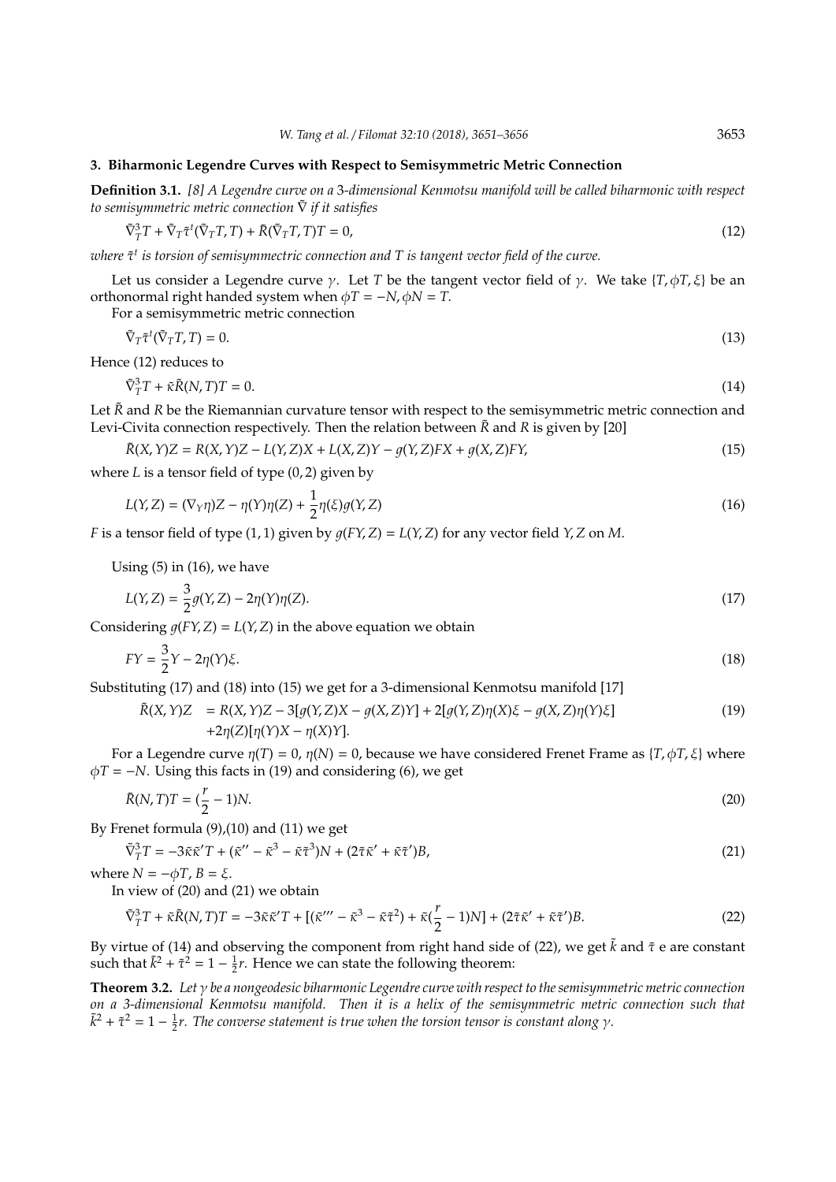## 3. Biharmonic Legendre Curves with Respect to Semisymmetric Metric Connection

**Definition 3.1.** *[8] A Legendre curve on a 3-dimensional Kenmotsu manifold will be called biharmonic with respect to semisymmetric metric connection* $\tilde{\nabla}$ *if it satisfies*

$$\tilde{\nabla}_T^3 T + \tilde{\nabla}_T \tilde{\tau}^t(\tilde{\nabla}_T T, T) + \tilde{R}(\tilde{\nabla}_T T, T)T = 0, \tag{12}$$

*where* $\tilde{\tau}^t$ *is torsion of semisymmectric connection and* $T$ *is tangent vector field of the curve.*

Let us consider a Legendre curve $\gamma$. Let $T$ be the tangent vector field of $\gamma$. We take $\{T, \phi T, \xi\}$ be an orthonormal right handed system when $\phi T = -N, \phi N = T$.

For a semisymmetric metric connection

$$\tilde{\nabla}_T \tilde{\tau}^t(\tilde{\nabla}_T T, T) = 0. \tag{13}$$

Hence (12) reduces to

$$\tilde{\nabla}_T^3 T + \tilde{\kappa}\tilde{R}(N, T)T = 0. \tag{14}$$

Let $\tilde{R}$ and $R$ be the Riemannian curvature tensor with respect to the semisymmetric metric connection and Levi-Civita connection respectively. Then the relation between $\tilde{R}$ and $R$ is given by [20]

$$\tilde{R}(X, Y)Z = R(X, Y)Z - L(Y, Z)X + L(X, Z)Y - g(Y, Z)FX + g(X, Z)FY, \tag{15}$$

where $L$ is a tensor field of type $(0, 2)$ given by

$$L(Y, Z) = (\nabla_Y \eta)Z - \eta(Y)\eta(Z) + \frac{1}{2}\eta(\xi)g(Y, Z) \tag{16}$$

$F$ is a tensor field of type $(1, 1)$ given by $g(FY, Z) = L(Y, Z)$ for any vector field $Y, Z$ on $M$.

Using (5) in (16), we have

$$L(Y, Z) = \frac{3}{2}g(Y, Z) - 2\eta(Y)\eta(Z). \tag{17}$$

Considering $g(FY, Z) = L(Y, Z)$ in the above equation we obtain

$$FY = \frac{3}{2}Y - 2\eta(Y)\xi. \tag{18}$$

Substituting (17) and (18) into (15) we get for a 3-dimensional Kenmotsu manifold [17]

$$\begin{aligned}\tilde{R}(X, Y)Z &= R(X, Y)Z - 3[g(Y, Z)X - g(X, Z)Y] + 2[g(Y, Z)\eta(X)\xi - g(X, Z)\eta(Y)\xi] \\ &\quad + 2\eta(Z)[\eta(Y)X - \eta(X)Y].\end{aligned} \tag{19}$$

For a Legendre curve $\eta(T) = 0$, $\eta(N) = 0$, because we have considered Frenet Frame as $\{T, \phi T, \xi\}$ where $\phi T = -N$. Using this facts in (19) and considering (6), we get

$$\tilde{R}(N, T)T = (\frac{r}{2} - 1)N. \tag{20}$$

By Frenet formula (9),(10) and (11) we get

$$\tilde{\nabla}_T^3 T = -3\tilde{\kappa}\tilde{\kappa}'T + (\tilde{\kappa}'' - \tilde{\kappa}^3 - \tilde{\kappa}\tilde{\tau}^3)N + (2\tilde{\tau}\tilde{\kappa}' + \tilde{\kappa}\tilde{\tau}')B, \tag{21}$$

where $N = -\phi T$, $B = \xi$.

In view of (20) and (21) we obtain

$$\tilde{\nabla}_T^3 T + \tilde{\kappa}\tilde{R}(N, T)T = -3\tilde{\kappa}\tilde{\kappa}'T + [(\tilde{\kappa}''' - \tilde{\kappa}^3 - \tilde{\kappa}\tilde{\tau}^2) + \tilde{\kappa}(\frac{r}{2} - 1)N] + (2\tilde{\tau}\tilde{\kappa}' + \tilde{\kappa}\tilde{\tau}')B. \tag{22}$$

By virtue of (14) and observing the component from right hand side of (22), we get $\tilde{k}$ and $\tilde{\tau}$ e are constant such that $\tilde{k}^2 + \tilde{\tau}^2 = 1 - \frac{1}{2}r$. Hence we can state the following theorem:

**Theorem 3.2.** *Let* $\gamma$ *be a nongeodesic biharmonic Legendre curve with respect to the semisymmetric metric connection on a 3-dimensional Kenmotsu manifold. Then it is a helix of the semisymmetric metric connection such that* $\tilde{k}^2 + \tilde{\tau}^2 = 1 - \frac{1}{2}r$. *The converse statement is true when the torsion tensor is constant along* $\gamma$.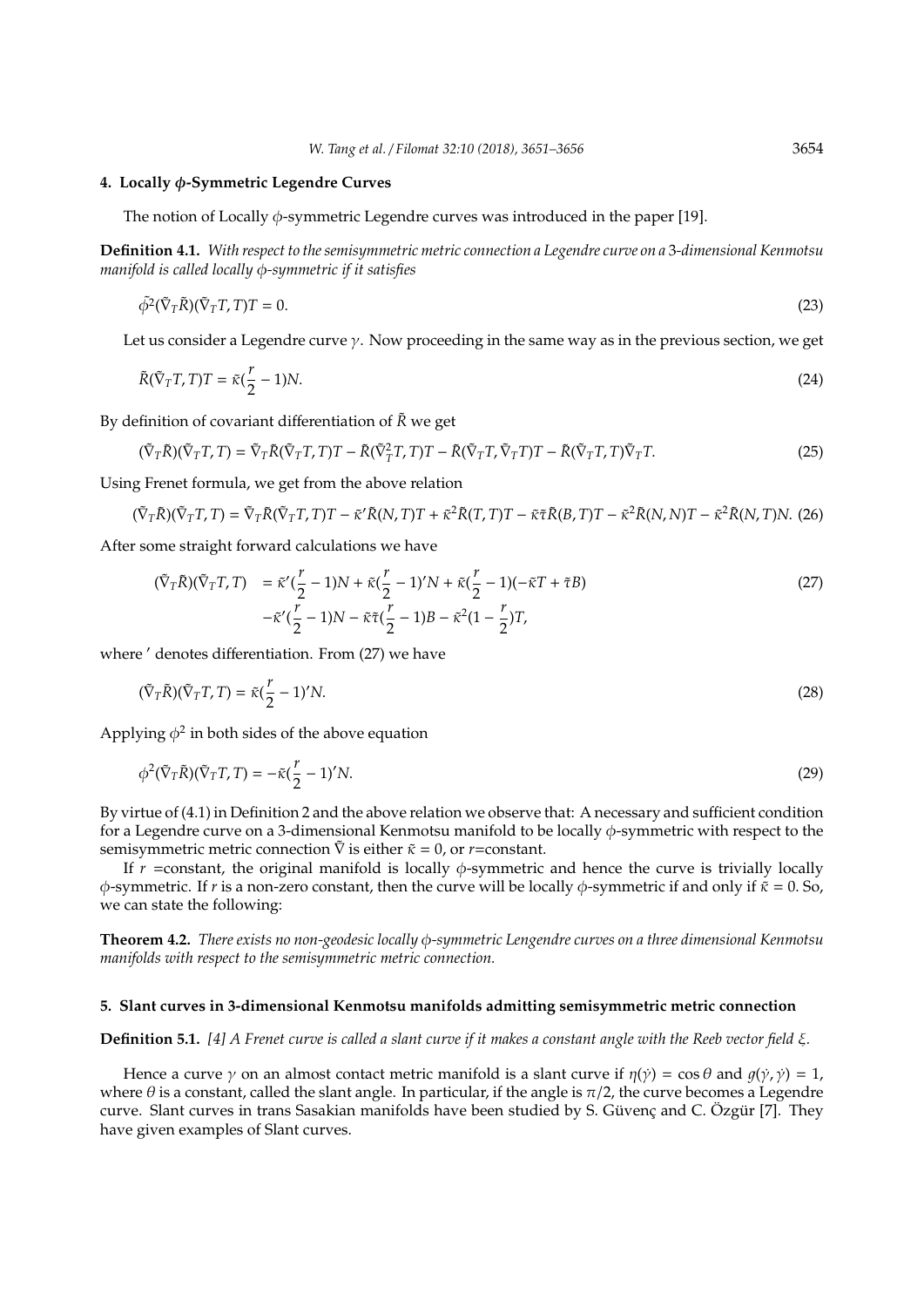## 4. Locally $\phi$-Symmetric Legendre Curves

The notion of Locally $\phi$-symmetric Legendre curves was introduced in the paper [19].

**Definition 4.1.** *With respect to the semisymmetric metric connection a Legendre curve on a 3-dimensional Kenmotsu manifold is called locally $\phi$-symmetric if it satisfies*

$$\tilde{\phi}^2(\tilde{\nabla}_T\tilde{R})(\tilde{\nabla}_T T, T)T = 0. \tag{23}$$

Let us consider a Legendre curve $\gamma$. Now proceeding in the same way as in the previous section, we get

$$\tilde{R}(\tilde{\nabla}_T T, T)T = \tilde{\kappa}(\frac{r}{2} - 1)N. \tag{24}$$

By definition of covariant differentiation of $\tilde{R}$ we get

$$(\tilde{\nabla}_T\tilde{R})(\tilde{\nabla}_T T, T) = \tilde{\nabla}_T\tilde{R}(\tilde{\nabla}_T T, T)T - \tilde{R}(\tilde{\nabla}_T^2 T, T)T - \tilde{R}(\tilde{\nabla}_T T, \tilde{\nabla}_T T)T - \tilde{R}(\tilde{\nabla}_T T, T)\tilde{\nabla}_T T. \tag{25}$$

Using Frenet formula, we get from the above relation

$$(\tilde{\nabla}_T\tilde{R})(\tilde{\nabla}_T T, T) = \tilde{\nabla}_T\tilde{R}(\tilde{\nabla}_T T, T)T - \tilde{\kappa}'\tilde{R}(N, T)T + \tilde{\kappa}^2\tilde{R}(T, T)T - \tilde{\kappa}\tilde{\tau}\tilde{R}(B, T)T - \tilde{\kappa}^2\tilde{R}(N, N)T - \tilde{\kappa}^2\tilde{R}(N, T)N. \tag{26}$$

After some straight forward calculations we have

$$\begin{aligned}(\tilde{\nabla}_T\tilde{R})(\tilde{\nabla}_T T, T) &= \tilde{\kappa}'(\frac{r}{2} - 1)N + \tilde{\kappa}(\frac{r}{2} - 1)'N + \tilde{\kappa}(\frac{r}{2} - 1)(-\tilde{\kappa}T + \tilde{\tau}B) \\ &\quad -\tilde{\kappa}'(\frac{r}{2} - 1)N - \tilde{\kappa}\tilde{\tau}(\frac{r}{2} - 1)B - \tilde{\kappa}^2(1 - \frac{r}{2})T,\end{aligned} \tag{27}$$

where $'$ denotes differentiation. From (27) we have

$$(\tilde{\nabla}_T\tilde{R})(\tilde{\nabla}_T T, T) = \tilde{\kappa}(\frac{r}{2} - 1)'N. \tag{28}$$

Applying $\phi^2$ in both sides of the above equation

$$\phi^2(\tilde{\nabla}_T\tilde{R})(\tilde{\nabla}_T T, T) = -\tilde{\kappa}(\frac{r}{2} - 1)'N. \tag{29}$$

By virtue of (4.1) in Definition 2 and the above relation we observe that: A necessary and sufficient condition for a Legendre curve on a 3-dimensional Kenmotsu manifold to be locally $\phi$-symmetric with respect to the semisymmetric metric connection $\tilde{\nabla}$ is either $\tilde{\kappa} = 0$, or $r$=constant.

If $r$ =constant, the original manifold is locally $\phi$-symmetric and hence the curve is trivially locally $\phi$-symmetric. If $r$ is a non-zero constant, then the curve will be locally $\phi$-symmetric if and only if $\tilde{\kappa} = 0$. So, we can state the following:

**Theorem 4.2.** *There exists no non-geodesic locally $\phi$-symmetric Lengendre curves on a three dimensional Kenmotsu manifolds with respect to the semisymmetric metric connection.*

## 5. Slant curves in 3-dimensional Kenmotsu manifolds admitting semisymmetric metric connection

**Definition 5.1.** *[4] A Frenet curve is called a slant curve if it makes a constant angle with the Reeb vector field $\xi$.*

Hence a curve $\gamma$ on an almost contact metric manifold is a slant curve if $\eta(\dot{\gamma}) = \cos\theta$ and $g(\dot{\gamma}, \dot{\gamma}) = 1$, where $\theta$ is a constant, called the slant angle. In particular, if the angle is $\pi/2$, the curve becomes a Legendre curve. Slant curves in trans Sasakian manifolds have been studied by S. Güvenç and C. Özgür [7]. They have given examples of Slant curves.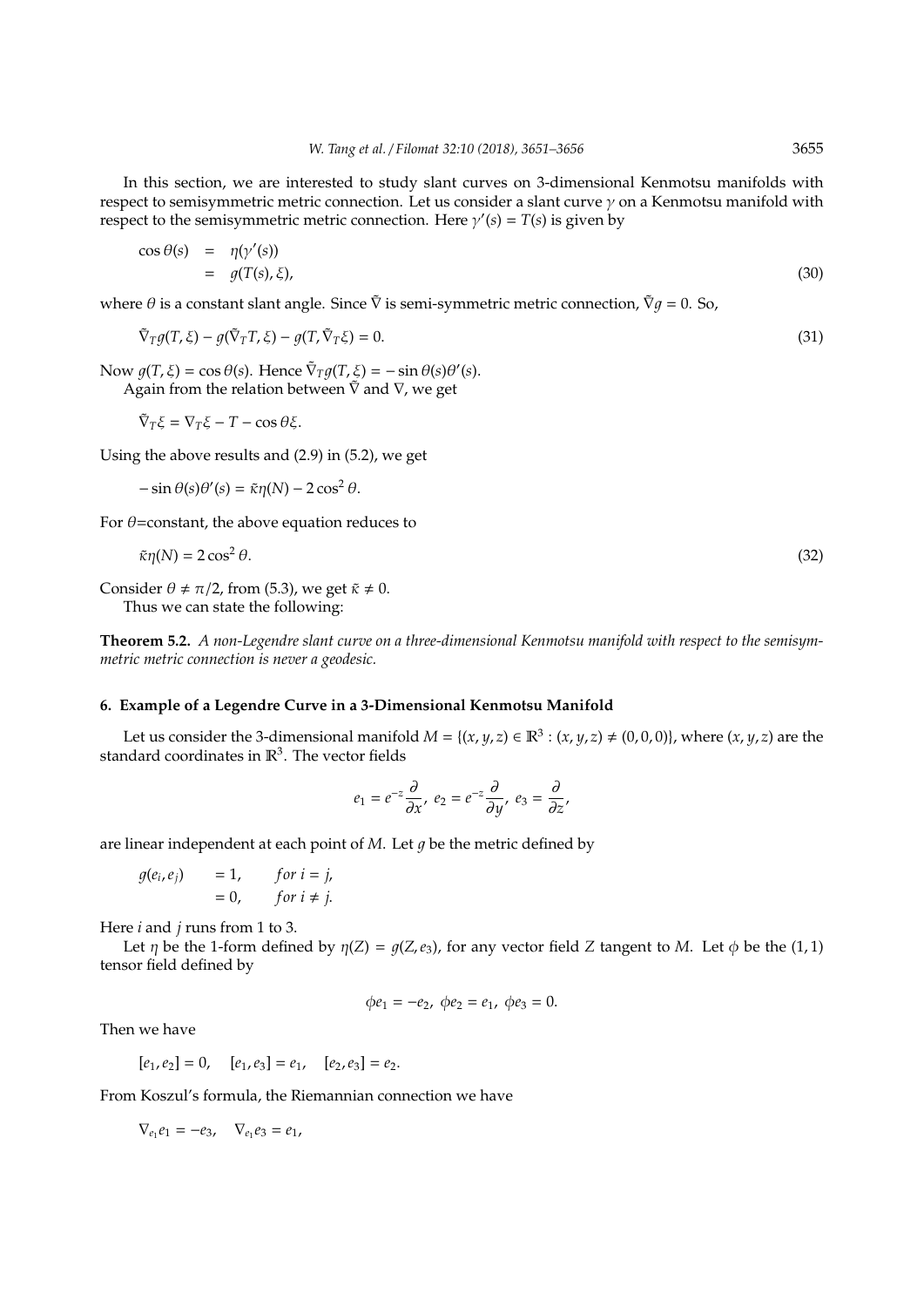In this section, we are interested to study slant curves on 3-dimensional Kenmotsu manifolds with respect to semisymmetric metric connection. Let us consider a slant curve $\gamma$ on a Kenmotsu manifold with respect to the semisymmetric metric connection. Here $\gamma'(s) = T(s)$ is given by

$$\begin{aligned} \cos\theta(s) &= \eta(\gamma'(s)) \\ &= g(T(s), \xi), \end{aligned} \tag{30}$$

where $\theta$ is a constant slant angle. Since $\tilde{\nabla}$ is semi-symmetric metric connection, $\tilde{\nabla}g = 0$. So,

$$\tilde{\nabla}_T g(T, \xi) - g(\tilde{\nabla}_T T, \xi) - g(T, \tilde{\nabla}_T \xi) = 0. \tag{31}$$

Now $g(T, \xi) = \cos\theta(s)$. Hence $\tilde{\nabla}_T g(T, \xi) = -\sin\theta(s)\theta'(s)$.

Again from the relation between $\tilde{\nabla}$ and $\nabla$, we get

$$\tilde{\nabla}_T \xi = \nabla_T \xi - T - \cos\theta\xi.$$

Using the above results and (2.9) in (5.2), we get

$$-\sin\theta(s)\theta'(s) = \tilde{\kappa}\eta(N) - 2\cos^2\theta.$$

For $\theta$=constant, the above equation reduces to

$$\tilde{\kappa}\eta(N) = 2\cos^2\theta. \tag{32}$$

Consider $\theta \neq \pi/2$, from (5.3), we get $\tilde{\kappa} \neq 0$.

Thus we can state the following:

**Theorem 5.2.** *A non-Legendre slant curve on a three-dimensional Kenmotsu manifold with respect to the semisymmetric metric connection is never a geodesic.*

## 6. Example of a Legendre Curve in a 3-Dimensional Kenmotsu Manifold

Let us consider the 3-dimensional manifold $M = \{(x, y, z) \in \mathbb{R}^3 : (x, y, z) \neq (0, 0, 0)\}$, where $(x, y, z)$ are the standard coordinates in $\mathbb{R}^3$. The vector fields

$$e_1 = e^{-z}\frac{\partial}{\partial x},\ e_2 = e^{-z}\frac{\partial}{\partial y},\ e_3 = \frac{\partial}{\partial z},$$

are linear independent at each point of $M$. Let $g$ be the metric defined by

$$\begin{aligned} g(e_i, e_j) &= 1, \quad for\ i = j, \\ &= 0, \quad for\ i \neq j. \end{aligned}$$

Here $i$ and $j$ runs from 1 to 3.

Let $\eta$ be the 1-form defined by $\eta(Z) = g(Z, e_3)$, for any vector field $Z$ tangent to $M$. Let $\phi$ be the $(1, 1)$ tensor field defined by

$$\phi e_1 = -e_2,\ \phi e_2 = e_1,\ \phi e_3 = 0.$$

Then we have

$$[e_1, e_2] = 0, \quad [e_1, e_3] = e_1, \quad [e_2, e_3] = e_2.$$

From Koszul's formula, the Riemannian connection we have

$$\nabla_{e_1} e_1 = -e_3, \quad \nabla_{e_1} e_3 = e_1,$$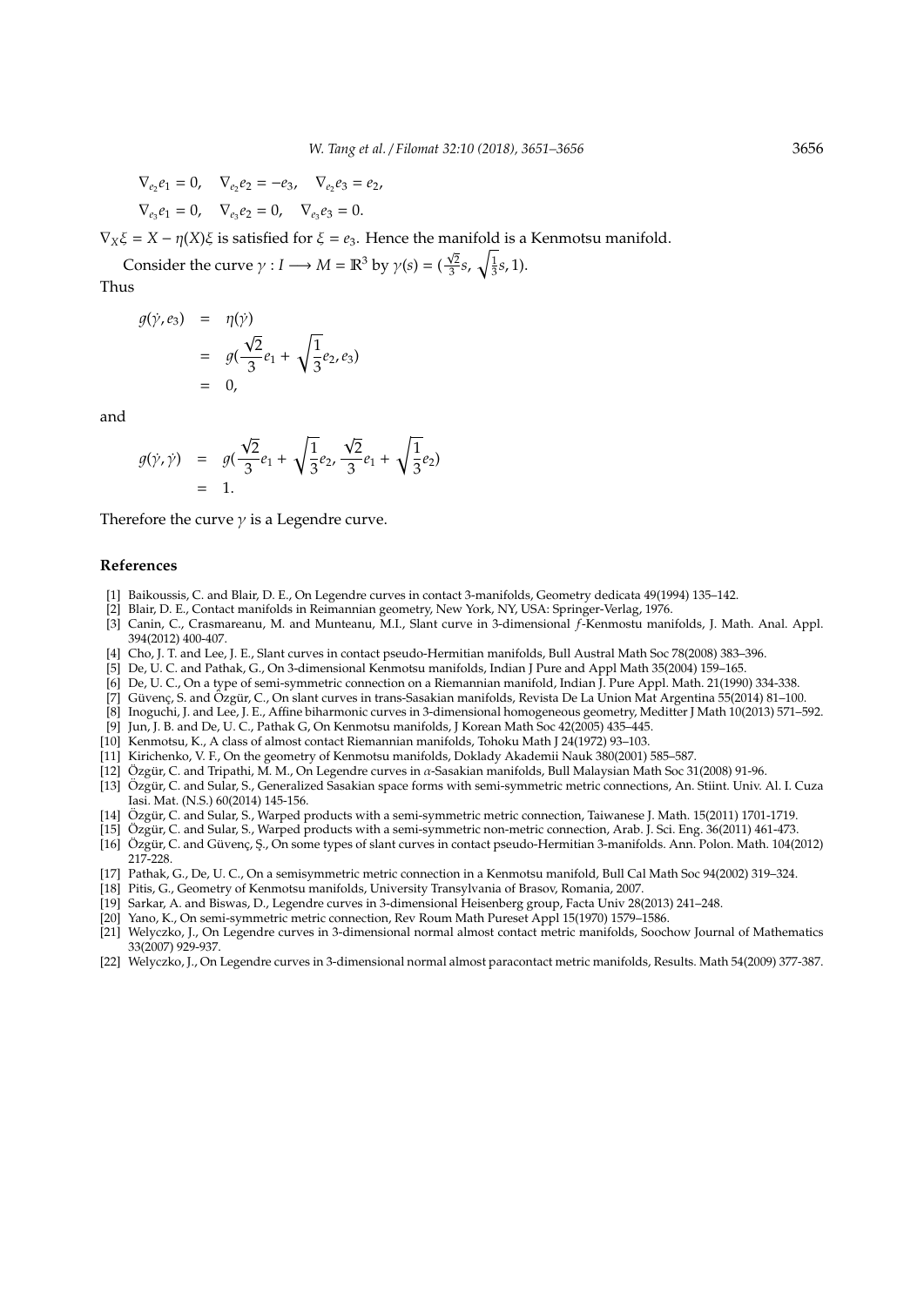$$\nabla_{e_2} e_1 = 0, \quad \nabla_{e_2} e_2 = -e_3, \quad \nabla_{e_2} e_3 = e_2,$$

$$\nabla_{e_3} e_1 = 0, \quad \nabla_{e_3} e_2 = 0, \quad \nabla_{e_3} e_3 = 0.$$

$\nabla_X \xi = X - \eta(X)\xi$ is satisfied for $\xi = e_3$. Hence the manifold is a Kenmotsu manifold.

Consider the curve $\gamma : I \longrightarrow M = \mathbb{R}^3$ by $\gamma(s) = (\frac{\sqrt{2}}{3}s, \sqrt{\frac{1}{3}}s, 1)$.

Thus

$$\begin{aligned} g(\dot{\gamma}, e_3) &= \eta(\dot{\gamma}) \\ &= g(\frac{\sqrt{2}}{3}e_1 + \sqrt{\frac{1}{3}}e_2, e_3) \\ &= 0, \end{aligned}$$

and

$$\begin{aligned} g(\dot{\gamma}, \dot{\gamma}) &= g(\frac{\sqrt{2}}{3}e_1 + \sqrt{\frac{1}{3}}e_2, \frac{\sqrt{2}}{3}e_1 + \sqrt{\frac{1}{3}}e_2) \\ &= 1. \end{aligned}$$

Therefore the curve $\gamma$ is a Legendre curve.

## References

[1] Baikoussis, C. and Blair, D. E., On Legendre curves in contact 3-manifolds, Geometry dedicata 49(1994) 135–142.

[2] Blair, D. E., Contact manifolds in Reimannian geometry, New York, NY, USA: Springer-Verlag, 1976.

[3] Canin, C., Crasmareanu, M. and Munteanu, M.I., Slant curve in 3-dimensional $f$-Kenmostu manifolds, J. Math. Anal. Appl. 394(2012) 400-407.

[4] Cho, J. T. and Lee, J. E., Slant curves in contact pseudo-Hermitian manifolds, Bull Austral Math Soc 78(2008) 383–396.

[5] De, U. C. and Pathak, G., On 3-dimensional Kenmotsu manifolds, Indian J Pure and Appl Math 35(2004) 159–165.

[6] De, U. C., On a type of semi-symmetric connection on a Riemannian manifold, Indian J. Pure Appl. Math. 21(1990) 334-338.

[7] Güvenç, S. and Özgür, C., On slant curves in trans-Sasakian manifolds, Revista De La Union Mat Argentina 55(2014) 81–100.

[8] Inoguchi, J. and Lee, J. E., Affine biharmonic curves in 3-dimensional homogeneous geometry, Meditter J Math 10(2013) 571–592.

[9] Jun, J. B. and De, U. C., Pathak G, On Kenmotsu manifolds, J Korean Math Soc 42(2005) 435–445.

[10] Kenmotsu, K., A class of almost contact Riemannian manifolds, Tohoku Math J 24(1972) 93–103.

[11] Kirichenko, V. F., On the geometry of Kenmotsu manifolds, Doklady Akademii Nauk 380(2001) 585–587.

[12] Özgür, C. and Tripathi, M. M., On Legendre curves in $\alpha$-Sasakian manifolds, Bull Malaysian Math Soc 31(2008) 91-96.

[13] Özgür, C. and Sular, S., Generalized Sasakian space forms with semi-symmetric metric connections, An. Stiint. Univ. Al. I. Cuza Iasi. Mat. (N.S.) 60(2014) 145-156.

[14] Özgür, C. and Sular, S., Warped products with a semi-symmetric metric connection, Taiwanese J. Math. 15(2011) 1701-1719.

[15] Özgür, C. and Sular, S., Warped products with a semi-symmetric non-metric connection, Arab. J. Sci. Eng. 36(2011) 461-473.

[16] Özgür, C. and Güvenç, Ş., On some types of slant curves in contact pseudo-Hermitian 3-manifolds. Ann. Polon. Math. 104(2012) 217-228.

[17] Pathak, G., De, U. C., On a semisymmetric metric connection in a Kenmotsu manifold, Bull Cal Math Soc 94(2002) 319–324.

[18] Pitis, G., Geometry of Kenmotsu manifolds, University Transylvania of Brasov, Romania, 2007.

[19] Sarkar, A. and Biswas, D., Legendre curves in 3-dimensional Heisenberg group, Facta Univ 28(2013) 241–248.

[20] Yano, K., On semi-symmetric metric connection, Rev Roum Math Pureset Appl 15(1970) 1579–1586.

[21] Welyczko, J., On Legendre curves in 3-dimensional normal almost contact metric manifolds, Soochow Journal of Mathematics 33(2007) 929-937.

[22] Welyczko, J., On Legendre curves in 3-dimensional normal almost paracontact metric manifolds, Results. Math 54(2009) 377-387.